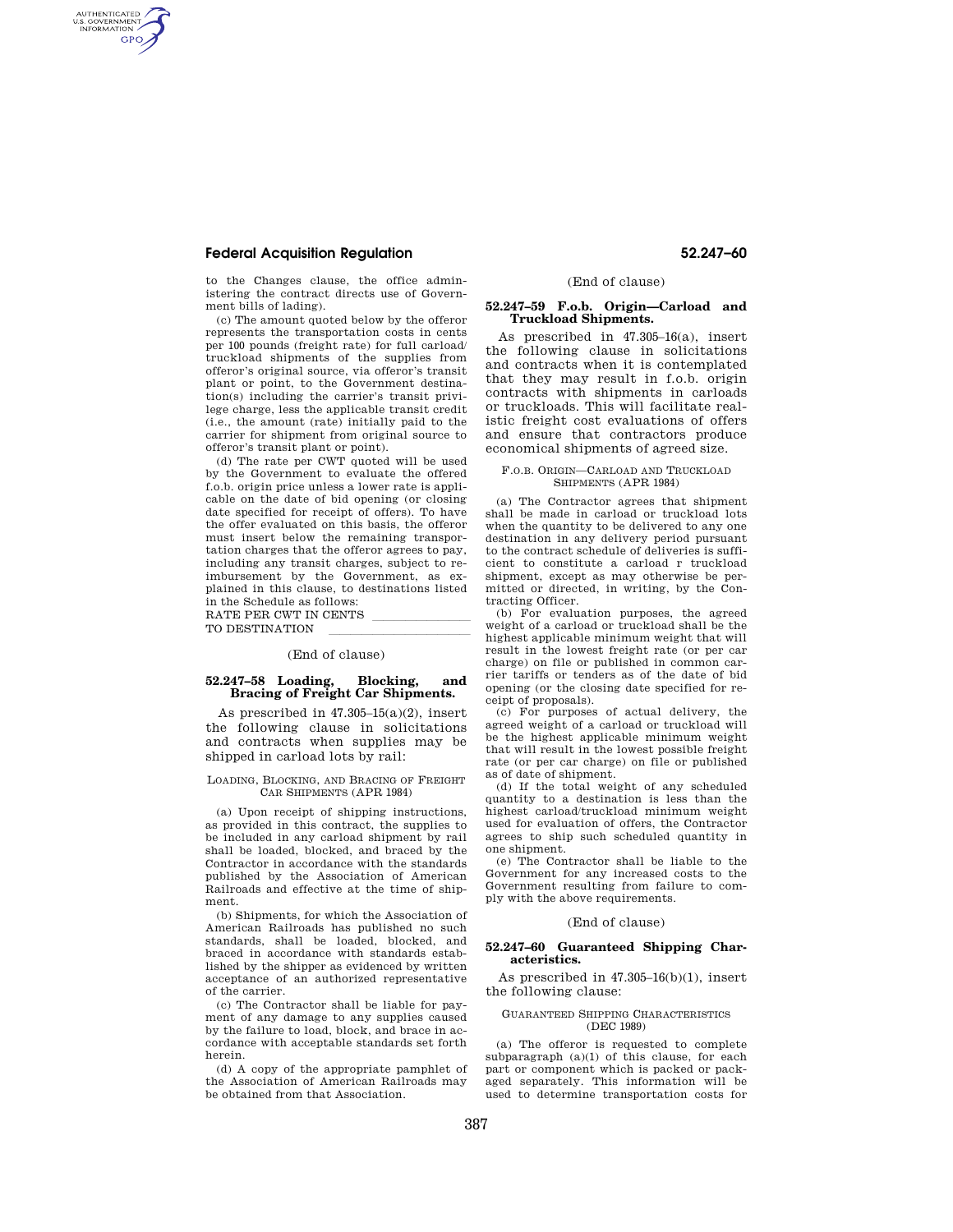to the Changes clause, the office administering the contract directs use of Government bills of lading).

(c) The amount quoted below by the offeror represents the transportation costs in cents per 100 pounds (freight rate) for full carload/truckload shipments of the supplies from offeror's original source, via offeror's transit plant or point, to the Government destination(s) including the carrier's transit privilege charge, less the applicable transit credit (i.e., the amount (rate) initially paid to the carrier for shipment from original source to offeror's transit plant or point).

(d) The rate per CWT quoted will be used by the Government to evaluate the offered f.o.b. origin price unless a lower rate is applicable on the date of bid opening (or closing date specified for receipt of offers). To have the offer evaluated on this basis, the offeror must insert below the remaining transportation charges that the offeror agrees to pay, including any transit charges, subject to reimbursement by the Government, as explained in this clause, to destinations listed in the Schedule as follows:

RATE PER CWT IN CENTS \_\_\_\_\_\_\_\_\_\_\_\_\_\_\_\_\_\_

TO DESTINATION \_\_\_\_\_\_\_\_\_\_\_\_\_\_\_\_\_\_\_\_\_\_\_\_

(End of clause)

## 52.247–58 Loading, Blocking, and Bracing of Freight Car Shipments.

As prescribed in 47.305–15(a)(2), insert the following clause in solicitations and contracts when supplies may be shipped in carload lots by rail:

LOADING, BLOCKING, AND BRACING OF FREIGHT CAR SHIPMENTS (APR 1984)

(a) Upon receipt of shipping instructions, as provided in this contract, the supplies to be included in any carload shipment by rail shall be loaded, blocked, and braced by the Contractor in accordance with the standards published by the Association of American Railroads and effective at the time of shipment.

(b) Shipments, for which the Association of American Railroads has published no such standards, shall be loaded, blocked, and braced in accordance with standards established by the shipper as evidenced by written acceptance of an authorized representative of the carrier.

(c) The Contractor shall be liable for payment of any damage to any supplies caused by the failure to load, block, and brace in accordance with acceptable standards set forth herein.

(d) A copy of the appropriate pamphlet of the Association of American Railroads may be obtained from that Association.

(End of clause)

## 52.247–59 F.o.b. Origin—Carload and Truckload Shipments.

As prescribed in 47.305–16(a), insert the following clause in solicitations and contracts when it is contemplated that they may result in f.o.b. origin contracts with shipments in carloads or truckloads. This will facilitate realistic freight cost evaluations of offers and ensure that contractors produce economical shipments of agreed size.

F.O.B. ORIGIN—CARLOAD AND TRUCKLOAD SHIPMENTS (APR 1984)

(a) The Contractor agrees that shipment shall be made in carload or truckload lots when the quantity to be delivered to any one destination in any delivery period pursuant to the contract schedule of deliveries is sufficient to constitute a carload r truckload shipment, except as may otherwise be permitted or directed, in writing, by the Contracting Officer.

(b) For evaluation purposes, the agreed weight of a carload or truckload shall be the highest applicable minimum weight that will result in the lowest freight rate (or per car charge) on file or published in common carrier tariffs or tenders as of the date of bid opening (or the closing date specified for receipt of proposals).

(c) For purposes of actual delivery, the agreed weight of a carload or truckload will be the highest applicable minimum weight that will result in the lowest possible freight rate (or per car charge) on file or published as of date of shipment.

(d) If the total weight of any scheduled quantity to a destination is less than the highest carload/truckload minimum weight used for evaluation of offers, the Contractor agrees to ship such scheduled quantity in one shipment.

(e) The Contractor shall be liable to the Government for any increased costs to the Government resulting from failure to comply with the above requirements.

(End of clause)

## 52.247–60 Guaranteed Shipping Characteristics.

As prescribed in 47.305–16(b)(1), insert the following clause:

GUARANTEED SHIPPING CHARACTERISTICS (DEC 1989)

(a) The offeror is requested to complete subparagraph (a)(1) of this clause, for each part or component which is packed or packaged separately. This information will be used to determine transportation costs for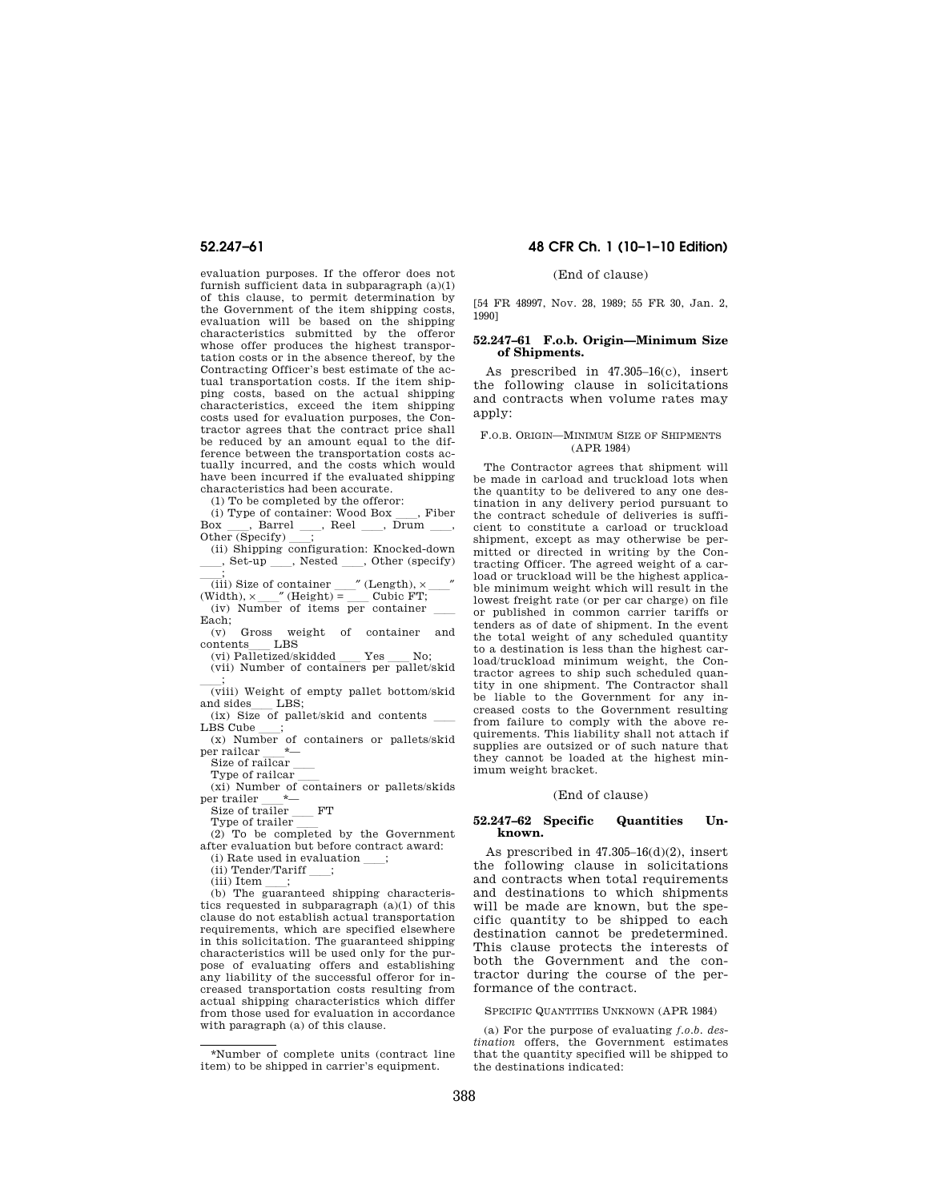evaluation purposes. If the offeror does not furnish sufficient data in subparagraph (a)(1) of this clause, to permit determination by the Government of the item shipping costs, evaluation will be based on the shipping characteristics submitted by the offeror whose offer produces the highest transportation costs or in the absence thereof, by the Contracting Officer's best estimate of the actual transportation costs. If the item shipping costs, based on the actual shipping characteristics, exceed the item shipping costs used for evaluation purposes, the Contractor agrees that the contract price shall be reduced by an amount equal to the difference between the transportation costs actually incurred, and the costs which would have been incurred if the evaluated shipping characteristics had been accurate.

(1) To be completed by the offeror:

(i) Type of container: Wood Box ___, Fiber Box ___, Barrel ___, Reel ___, Drum ___, Other (Specify) ___;

(ii) Shipping configuration: Knocked-down ___, Set-up ___, Nested ___, Other (specify) ___;

(iii) Size of container ___″ (Length), × ___″ (Width), × ___″ (Height) = ___ Cubic FT;

(iv) Number of items per container ___ Each;

(v) Gross weight of container and contents___ LBS

(vi) Palletized/skidded ___ Yes ___ No;

(vii) Number of containers per pallet/skid ___;

(viii) Weight of empty pallet bottom/skid and sides___ LBS;

(ix) Size of pallet/skid and contents ___ LBS Cube ___;

(x) Number of containers or pallets/skid per railcar ___*—

Size of railcar ___

Type of railcar ___

(xi) Number of containers or pallets/skids per trailer ___*—

Size of trailer ___ FT

Type of trailer ___

(2) To be completed by the Government after evaluation but before contract award:

(i) Rate used in evaluation ___;

(ii) Tender/Tariff ___;

(iii) Item ___;

(b) The guaranteed shipping characteristics requested in subparagraph (a)(1) of this clause do not establish actual transportation requirements, which are specified elsewhere in this solicitation. The guaranteed shipping characteristics will be used only for the purpose of evaluating offers and establishing any liability of the successful offeror for increased transportation costs resulting from actual shipping characteristics which differ from those used for evaluation in accordance with paragraph (a) of this clause.

*Number of complete units (contract line item) to be shipped in carrier's equipment.

(End of clause)

[54 FR 48997, Nov. 28, 1989; 55 FR 30, Jan. 2, 1990]

### 52.247–61 F.o.b. Origin—Minimum Size of Shipments.

As prescribed in 47.305–16(c), insert the following clause in solicitations and contracts when volume rates may apply:

F.O.B. ORIGIN—MINIMUM SIZE OF SHIPMENTS (APR 1984)

The Contractor agrees that shipment will be made in carload and truckload lots when the quantity to be delivered to any one destination in any delivery period pursuant to the contract schedule of deliveries is sufficient to constitute a carload or truckload shipment, except as may otherwise be permitted or directed in writing by the Contracting Officer. The agreed weight of a carload or truckload will be the highest applicable minimum weight which will result in the lowest freight rate (or per car charge) on file or published in common carrier tariffs or tenders as of date of shipment. In the event the total weight of any scheduled quantity to a destination is less than the highest carload/truckload minimum weight, the Contractor agrees to ship such scheduled quantity in one shipment. The Contractor shall be liable to the Government for any increased costs to the Government resulting from failure to comply with the above requirements. This liability shall not attach if supplies are outsized or of such nature that they cannot be loaded at the highest minimum weight bracket.

(End of clause)

### 52.247–62 Specific Quantities Unknown.

As prescribed in 47.305–16(d)(2), insert the following clause in solicitations and contracts when total requirements and destinations to which shipments will be made are known, but the specific quantity to be shipped to each destination cannot be predetermined. This clause protects the interests of both the Government and the contractor during the course of the performance of the contract.

SPECIFIC QUANTITIES UNKNOWN (APR 1984)

(a) For the purpose of evaluating *f.o.b. destination* offers, the Government estimates that the quantity specified will be shipped to the destinations indicated: